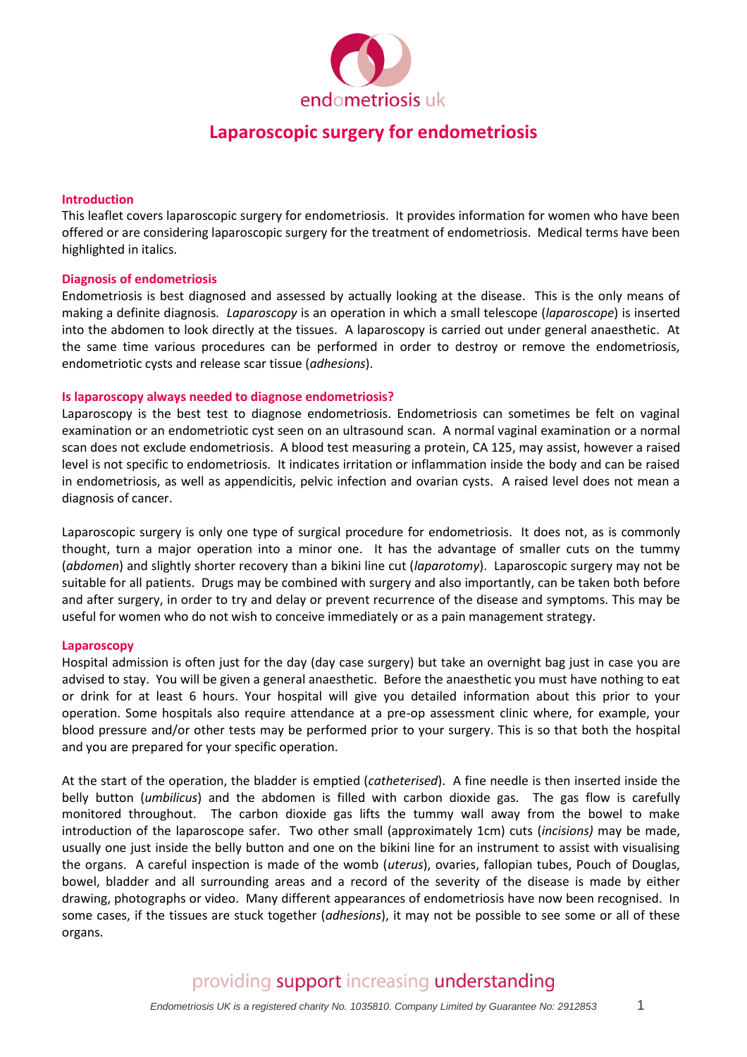# Laparoscopic surgery for endometriosis

## Introduction

This leaflet covers laparoscopic surgery for endometriosis. It provides information for women who have been offered or are considering laparoscopic surgery for the treatment of endometriosis. Medical terms have been highlighted in italics.

## Diagnosis of endometriosis

Endometriosis is best diagnosed and assessed by actually looking at the disease. This is the only means of making a definite diagnosis. *Laparoscopy* is an operation in which a small telescope (*laparoscope*) is inserted into the abdomen to look directly at the tissues. A laparoscopy is carried out under general anaesthetic. At the same time various procedures can be performed in order to destroy or remove the endometriosis, endometriotic cysts and release scar tissue (*adhesions*).

## Is laparoscopy always needed to diagnose endometriosis?

Laparoscopy is the best test to diagnose endometriosis. Endometriosis can sometimes be felt on vaginal examination or an endometriotic cyst seen on an ultrasound scan. A normal vaginal examination or a normal scan does not exclude endometriosis. A blood test measuring a protein, CA 125, may assist, however a raised level is not specific to endometriosis. It indicates irritation or inflammation inside the body and can be raised in endometriosis, as well as appendicitis, pelvic infection and ovarian cysts. A raised level does not mean a diagnosis of cancer.

Laparoscopic surgery is only one type of surgical procedure for endometriosis. It does not, as is commonly thought, turn a major operation into a minor one. It has the advantage of smaller cuts on the tummy (*abdomen*) and slightly shorter recovery than a bikini line cut (*laparotomy*). Laparoscopic surgery may not be suitable for all patients. Drugs may be combined with surgery and also importantly, can be taken both before and after surgery, in order to try and delay or prevent recurrence of the disease and symptoms. This may be useful for women who do not wish to conceive immediately or as a pain management strategy.

## Laparoscopy

Hospital admission is often just for the day (day case surgery) but take an overnight bag just in case you are advised to stay. You will be given a general anaesthetic. Before the anaesthetic you must have nothing to eat or drink for at least 6 hours. Your hospital will give you detailed information about this prior to your operation. Some hospitals also require attendance at a pre-op assessment clinic where, for example, your blood pressure and/or other tests may be performed prior to your surgery. This is so that both the hospital and you are prepared for your specific operation.

At the start of the operation, the bladder is emptied (*catheterised*). A fine needle is then inserted inside the belly button (*umbilicus*) and the abdomen is filled with carbon dioxide gas. The gas flow is carefully monitored throughout. The carbon dioxide gas lifts the tummy wall away from the bowel to make introduction of the laparoscope safer. Two other small (approximately 1cm) cuts (*incisions)* may be made, usually one just inside the belly button and one on the bikini line for an instrument to assist with visualising the organs. A careful inspection is made of the womb (*uterus*), ovaries, fallopian tubes, Pouch of Douglas, bowel, bladder and all surrounding areas and a record of the severity of the disease is made by either drawing, photographs or video. Many different appearances of endometriosis have now been recognised. In some cases, if the tissues are stuck together (*adhesions*), it may not be possible to see some or all of these organs.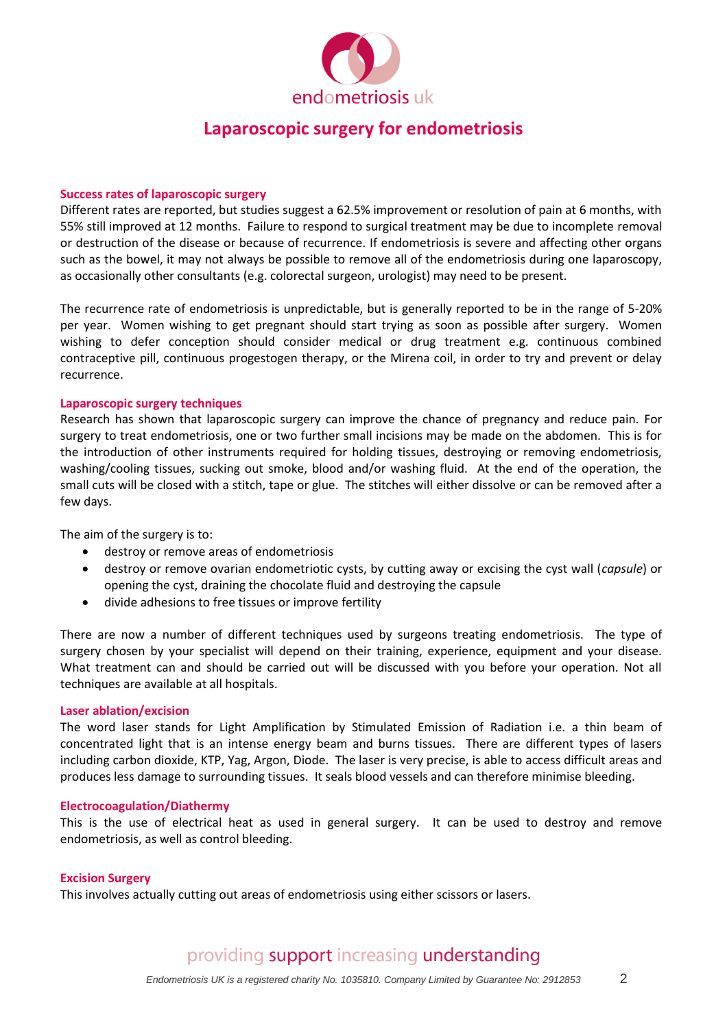# Laparoscopic surgery for endometriosis

### Success rates of laparoscopic surgery

Different rates are reported, but studies suggest a 62.5% improvement or resolution of pain at 6 months, with 55% still improved at 12 months. Failure to respond to surgical treatment may be due to incomplete removal or destruction of the disease or because of recurrence. If endometriosis is severe and affecting other organs such as the bowel, it may not always be possible to remove all of the endometriosis during one laparoscopy, as occasionally other consultants (e.g. colorectal surgeon, urologist) may need to be present.

The recurrence rate of endometriosis is unpredictable, but is generally reported to be in the range of 5-20% per year. Women wishing to get pregnant should start trying as soon as possible after surgery. Women wishing to defer conception should consider medical or drug treatment e.g. continuous combined contraceptive pill, continuous progestogen therapy, or the Mirena coil, in order to try and prevent or delay recurrence.

### Laparoscopic surgery techniques

Research has shown that laparoscopic surgery can improve the chance of pregnancy and reduce pain. For surgery to treat endometriosis, one or two further small incisions may be made on the abdomen. This is for the introduction of other instruments required for holding tissues, destroying or removing endometriosis, washing/cooling tissues, sucking out smoke, blood and/or washing fluid. At the end of the operation, the small cuts will be closed with a stitch, tape or glue. The stitches will either dissolve or can be removed after a few days.

The aim of the surgery is to:

- destroy or remove areas of endometriosis
- destroy or remove ovarian endometriotic cysts, by cutting away or excising the cyst wall (*capsule*) or opening the cyst, draining the chocolate fluid and destroying the capsule
- divide adhesions to free tissues or improve fertility

There are now a number of different techniques used by surgeons treating endometriosis. The type of surgery chosen by your specialist will depend on their training, experience, equipment and your disease. What treatment can and should be carried out will be discussed with you before your operation. Not all techniques are available at all hospitals.

### Laser ablation/excision

The word laser stands for Light Amplification by Stimulated Emission of Radiation i.e. a thin beam of concentrated light that is an intense energy beam and burns tissues. There are different types of lasers including carbon dioxide, KTP, Yag, Argon, Diode. The laser is very precise, is able to access difficult areas and produces less damage to surrounding tissues. It seals blood vessels and can therefore minimise bleeding.

### Electrocoagulation/Diathermy

This is the use of electrical heat as used in general surgery. It can be used to destroy and remove endometriosis, as well as control bleeding.

### Excision Surgery

This involves actually cutting out areas of endometriosis using either scissors or lasers.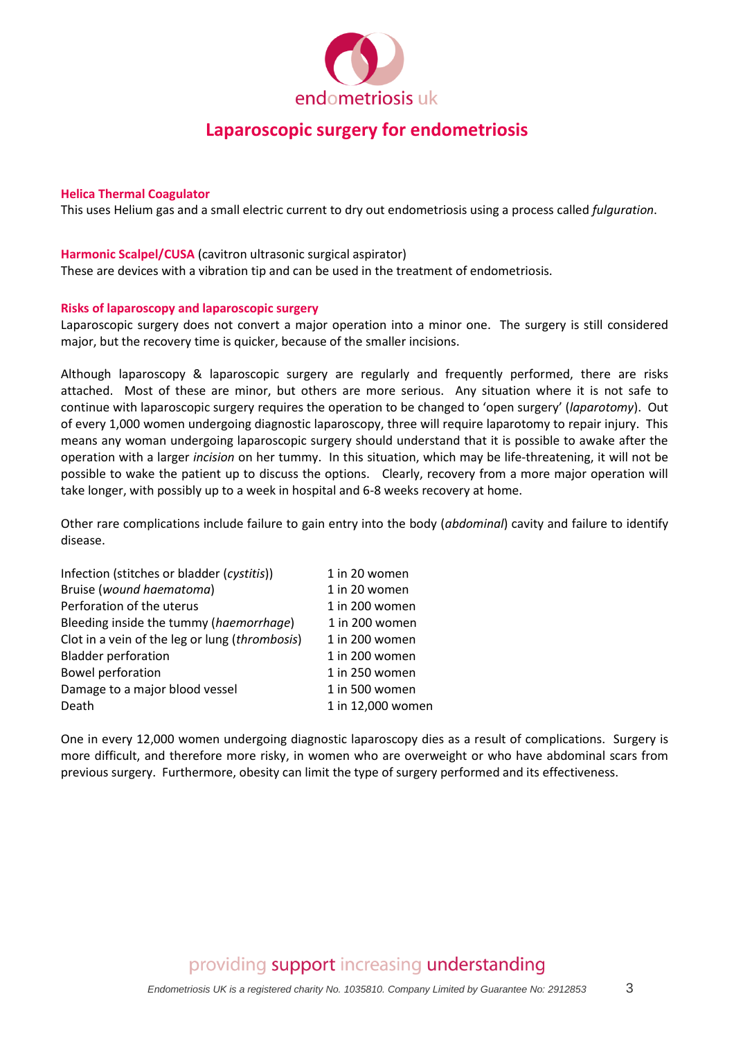# Laparoscopic surgery for endometriosis

### Helica Thermal Coagulator

This uses Helium gas and a small electric current to dry out endometriosis using a process called *fulguration*.

### Harmonic Scalpel/CUSA (cavitron ultrasonic surgical aspirator)

These are devices with a vibration tip and can be used in the treatment of endometriosis.

### Risks of laparoscopy and laparoscopic surgery

Laparoscopic surgery does not convert a major operation into a minor one. The surgery is still considered major, but the recovery time is quicker, because of the smaller incisions.

Although laparoscopy & laparoscopic surgery are regularly and frequently performed, there are risks attached. Most of these are minor, but others are more serious. Any situation where it is not safe to continue with laparoscopic surgery requires the operation to be changed to 'open surgery' (*laparotomy*). Out of every 1,000 women undergoing diagnostic laparoscopy, three will require laparotomy to repair injury. This means any woman undergoing laparoscopic surgery should understand that it is possible to awake after the operation with a larger *incision* on her tummy. In this situation, which may be life-threatening, it will not be possible to wake the patient up to discuss the options. Clearly, recovery from a more major operation will take longer, with possibly up to a week in hospital and 6-8 weeks recovery at home.

Other rare complications include failure to gain entry into the body (*abdominal*) cavity and failure to identify disease.

| | |
|---|---|
| Infection (stitches or bladder (*cystitis*)) | 1 in 20 women |
| Bruise (*wound haematoma*) | 1 in 20 women |
| Perforation of the uterus | 1 in 200 women |
| Bleeding inside the tummy (*haemorrhage*) | 1 in 200 women |
| Clot in a vein of the leg or lung (*thrombosis*) | 1 in 200 women |
| Bladder perforation | 1 in 200 women |
| Bowel perforation | 1 in 250 women |
| Damage to a major blood vessel | 1 in 500 women |
| Death | 1 in 12,000 women |

One in every 12,000 women undergoing diagnostic laparoscopy dies as a result of complications. Surgery is more difficult, and therefore more risky, in women who are overweight or who have abdominal scars from previous surgery. Furthermore, obesity can limit the type of surgery performed and its effectiveness.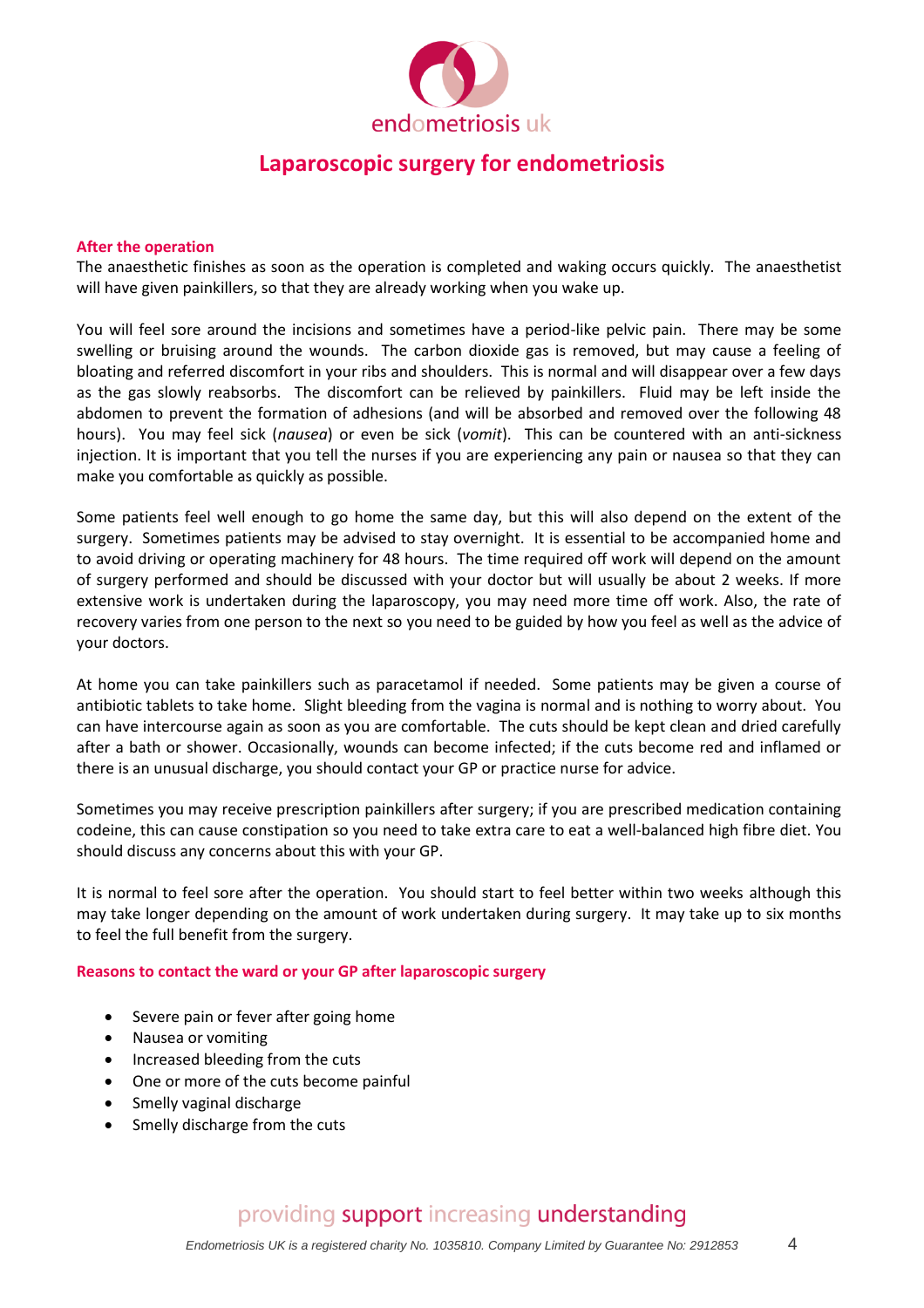# Laparoscopic surgery for endometriosis

## After the operation

The anaesthetic finishes as soon as the operation is completed and waking occurs quickly. The anaesthetist will have given painkillers, so that they are already working when you wake up.

You will feel sore around the incisions and sometimes have a period-like pelvic pain. There may be some swelling or bruising around the wounds. The carbon dioxide gas is removed, but may cause a feeling of bloating and referred discomfort in your ribs and shoulders. This is normal and will disappear over a few days as the gas slowly reabsorbs. The discomfort can be relieved by painkillers. Fluid may be left inside the abdomen to prevent the formation of adhesions (and will be absorbed and removed over the following 48 hours). You may feel sick (*nausea*) or even be sick (*vomit*). This can be countered with an anti-sickness injection. It is important that you tell the nurses if you are experiencing any pain or nausea so that they can make you comfortable as quickly as possible.

Some patients feel well enough to go home the same day, but this will also depend on the extent of the surgery. Sometimes patients may be advised to stay overnight. It is essential to be accompanied home and to avoid driving or operating machinery for 48 hours. The time required off work will depend on the amount of surgery performed and should be discussed with your doctor but will usually be about 2 weeks. If more extensive work is undertaken during the laparoscopy, you may need more time off work. Also, the rate of recovery varies from one person to the next so you need to be guided by how you feel as well as the advice of your doctors.

At home you can take painkillers such as paracetamol if needed. Some patients may be given a course of antibiotic tablets to take home. Slight bleeding from the vagina is normal and is nothing to worry about. You can have intercourse again as soon as you are comfortable. The cuts should be kept clean and dried carefully after a bath or shower. Occasionally, wounds can become infected; if the cuts become red and inflamed or there is an unusual discharge, you should contact your GP or practice nurse for advice.

Sometimes you may receive prescription painkillers after surgery; if you are prescribed medication containing codeine, this can cause constipation so you need to take extra care to eat a well-balanced high fibre diet. You should discuss any concerns about this with your GP.

It is normal to feel sore after the operation. You should start to feel better within two weeks although this may take longer depending on the amount of work undertaken during surgery. It may take up to six months to feel the full benefit from the surgery.

## Reasons to contact the ward or your GP after laparoscopic surgery

- Severe pain or fever after going home
- Nausea or vomiting
- Increased bleeding from the cuts
- One or more of the cuts become painful
- Smelly vaginal discharge
- Smelly discharge from the cuts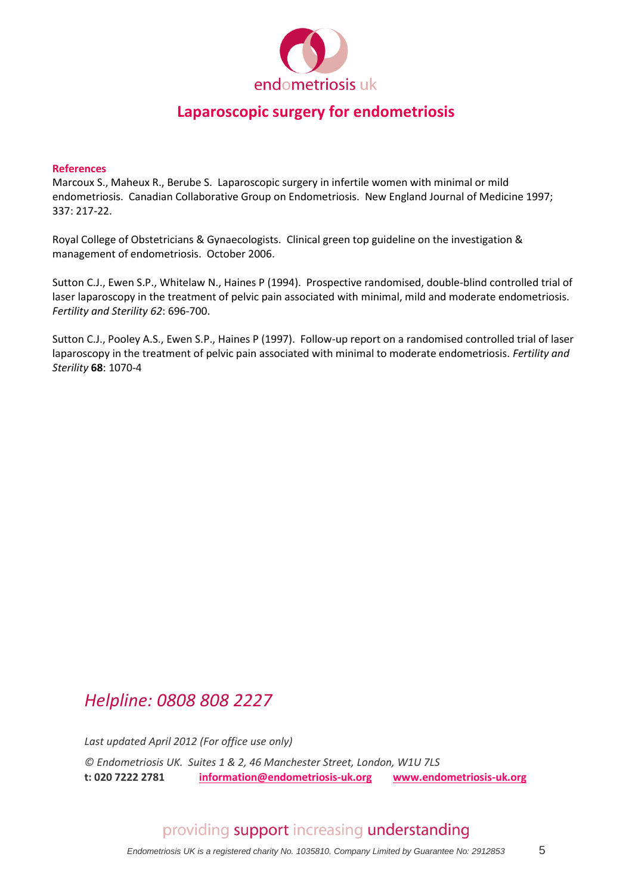endometriosis uk

# Laparoscopic surgery for endometriosis

### References

Marcoux S., Maheux R., Berube S. Laparoscopic surgery in infertile women with minimal or mild endometriosis. Canadian Collaborative Group on Endometriosis. New England Journal of Medicine 1997; 337: 217-22.

Royal College of Obstetricians & Gynaecologists. Clinical green top guideline on the investigation & management of endometriosis. October 2006.

Sutton C.J., Ewen S.P., Whitelaw N., Haines P (1994). Prospective randomised, double-blind controlled trial of laser laparoscopy in the treatment of pelvic pain associated with minimal, mild and moderate endometriosis. *Fertility and Sterility 62*: 696-700.

Sutton C.J., Pooley A.S., Ewen S.P., Haines P (1997). Follow-up report on a randomised controlled trial of laser laparoscopy in the treatment of pelvic pain associated with minimal to moderate endometriosis. *Fertility and Sterility* **68**: 1070-4

*Helpline: 0808 808 2227*

*Last updated April 2012 (For office use only)*

*© Endometriosis UK. Suites 1 & 2, 46 Manchester Street, London, W1U 7LS*
**t: 020 7222 2781** **information@endometriosis-uk.org** **www.endometriosis-uk.org**

providing support increasing understanding

*Endometriosis UK is a registered charity No. 1035810. Company Limited by Guarantee No: 2912853*